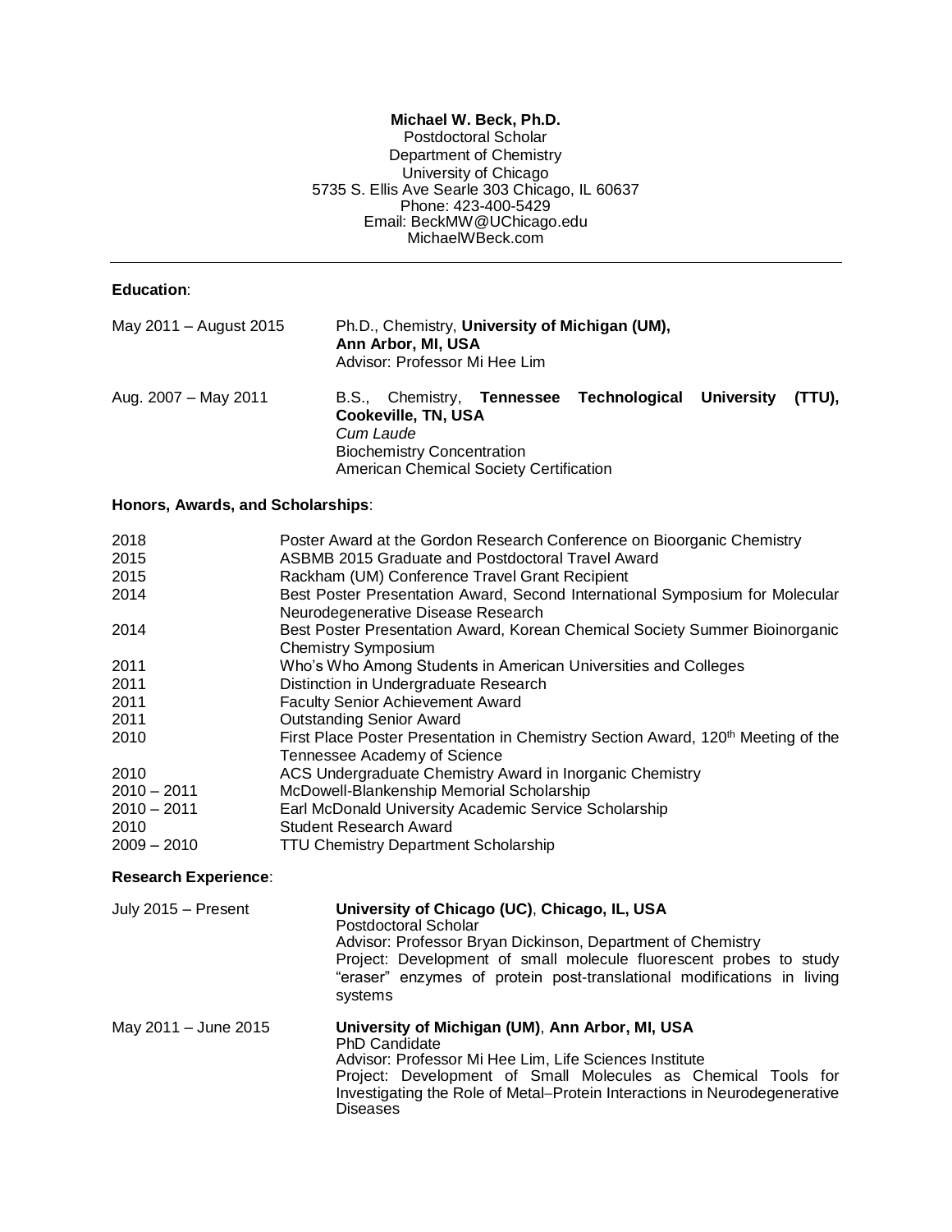**Michael W. Beck, Ph.D.**
Postdoctoral Scholar
Department of Chemistry
University of Chicago
5735 S. Ellis Ave Searle 303 Chicago, IL 60637
Phone: 423-400-5429
Email: BeckMW@UChicago.edu
MichaelWBeck.com

---

**Education**:

| | |
|---|---|
| May 2011 – August 2015 | Ph.D., Chemistry, **University of Michigan (UM), Ann Arbor, MI, USA**<br>Advisor: Professor Mi Hee Lim |
| Aug. 2007 – May 2011 | B.S., Chemistry, **Tennessee Technological University (TTU), Cookeville, TN, USA**<br>*Cum Laude*<br>Biochemistry Concentration<br>American Chemical Society Certification |

**Honors, Awards, and Scholarships**:

| | |
|---|---|
| 2018 | Poster Award at the Gordon Research Conference on Bioorganic Chemistry |
| 2015 | ASBMB 2015 Graduate and Postdoctoral Travel Award |
| 2015 | Rackham (UM) Conference Travel Grant Recipient |
| 2014 | Best Poster Presentation Award, Second International Symposium for Molecular Neurodegenerative Disease Research |
| 2014 | Best Poster Presentation Award, Korean Chemical Society Summer Bioinorganic Chemistry Symposium |
| 2011 | Who's Who Among Students in American Universities and Colleges |
| 2011 | Distinction in Undergraduate Research |
| 2011 | Faculty Senior Achievement Award |
| 2011 | Outstanding Senior Award |
| 2010 | First Place Poster Presentation in Chemistry Section Award, 120th Meeting of the Tennessee Academy of Science |
| 2010 | ACS Undergraduate Chemistry Award in Inorganic Chemistry |
| 2010 – 2011 | McDowell-Blankenship Memorial Scholarship |
| 2010 – 2011 | Earl McDonald University Academic Service Scholarship |
| 2010 | Student Research Award |
| 2009 – 2010 | TTU Chemistry Department Scholarship |

**Research Experience**:

| | |
|---|---|
| July 2015 – Present | **University of Chicago (UC)**, **Chicago, IL, USA**<br>Postdoctoral Scholar<br>Advisor: Professor Bryan Dickinson, Department of Chemistry<br>Project: Development of small molecule fluorescent probes to study "eraser" enzymes of protein post-translational modifications in living systems |
| May 2011 – June 2015 | **University of Michigan (UM)**, **Ann Arbor, MI, USA**<br>PhD Candidate<br>Advisor: Professor Mi Hee Lim, Life Sciences Institute<br>Project: Development of Small Molecules as Chemical Tools for Investigating the Role of Metal–Protein Interactions in Neurodegenerative Diseases |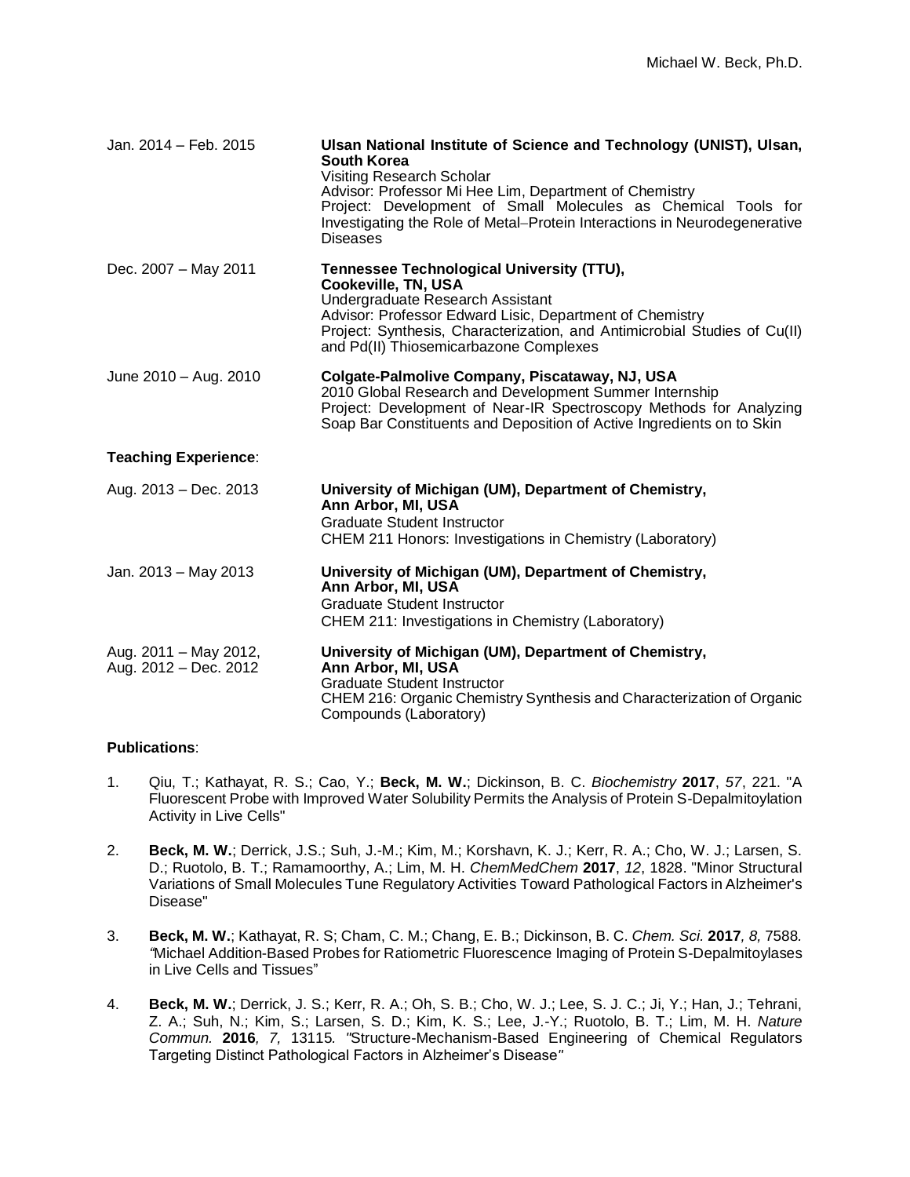Jan. 2014 – Feb. 2015 — **Ulsan National Institute of Science and Technology (UNIST), Ulsan, South Korea**
Visiting Research Scholar
Advisor: Professor Mi Hee Lim, Department of Chemistry
Project: Development of Small Molecules as Chemical Tools for Investigating the Role of Metal–Protein Interactions in Neurodegenerative Diseases

Dec. 2007 – May 2011 — **Tennessee Technological University (TTU), Cookeville, TN, USA**
Undergraduate Research Assistant
Advisor: Professor Edward Lisic, Department of Chemistry
Project: Synthesis, Characterization, and Antimicrobial Studies of Cu(II) and Pd(II) Thiosemicarbazone Complexes

June 2010 – Aug. 2010 — **Colgate-Palmolive Company, Piscataway, NJ, USA**
2010 Global Research and Development Summer Internship
Project: Development of Near-IR Spectroscopy Methods for Analyzing Soap Bar Constituents and Deposition of Active Ingredients on to Skin

**Teaching Experience**:

Aug. 2013 – Dec. 2013 — **University of Michigan (UM), Department of Chemistry, Ann Arbor, MI, USA**
Graduate Student Instructor
CHEM 211 Honors: Investigations in Chemistry (Laboratory)

Jan. 2013 – May 2013 — **University of Michigan (UM), Department of Chemistry, Ann Arbor, MI, USA**
Graduate Student Instructor
CHEM 211: Investigations in Chemistry (Laboratory)

Aug. 2011 – May 2012, Aug. 2012 – Dec. 2012 — **University of Michigan (UM), Department of Chemistry, Ann Arbor, MI, USA**
Graduate Student Instructor
CHEM 216: Organic Chemistry Synthesis and Characterization of Organic Compounds (Laboratory)

**Publications**:

1. Qiu, T.; Kathayat, R. S.; Cao, Y.; **Beck, M. W.**; Dickinson, B. C. *Biochemistry* **2017**, *57*, 221. "A Fluorescent Probe with Improved Water Solubility Permits the Analysis of Protein S-Depalmitoylation Activity in Live Cells"

2. **Beck, M. W.**; Derrick, J.S.; Suh, J.-M.; Kim, M.; Korshavn, K. J.; Kerr, R. A.; Cho, W. J.; Larsen, S. D.; Ruotolo, B. T.; Ramamoorthy, A.; Lim, M. H. *ChemMedChem* **2017**, *12*, 1828. "Minor Structural Variations of Small Molecules Tune Regulatory Activities Toward Pathological Factors in Alzheimer's Disease"

3. **Beck, M. W.**; Kathayat, R. S; Cham, C. M.; Chang, E. B.; Dickinson, B. C. *Chem. Sci.* **2017**, *8,* 7588. "Michael Addition-Based Probes for Ratiometric Fluorescence Imaging of Protein S-Depalmitoylases in Live Cells and Tissues"

4. **Beck, M. W.**; Derrick, J. S.; Kerr, R. A.; Oh, S. B.; Cho, W. J.; Lee, S. J. C.; Ji, Y.; Han, J.; Tehrani, Z. A.; Suh, N.; Kim, S.; Larsen, S. D.; Kim, K. S.; Lee, J.-Y.; Ruotolo, B. T.; Lim, M. H. *Nature Commun.* **2016**, *7,* 13115. "Structure-Mechanism-Based Engineering of Chemical Regulators Targeting Distinct Pathological Factors in Alzheimer's Disease"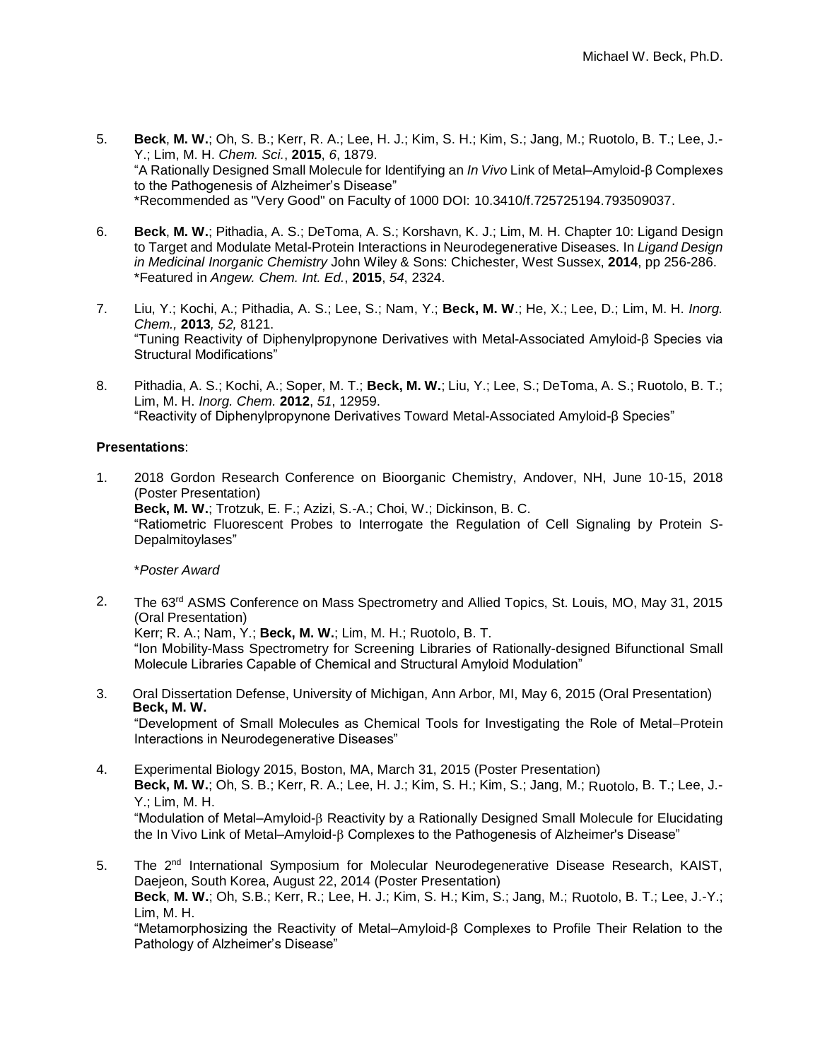5. **Beck**, **M. W.**; Oh, S. B.; Kerr, R. A.; Lee, H. J.; Kim, S. H.; Kim, S.; Jang, M.; Ruotolo, B. T.; Lee, J.-Y.; Lim, M. H. *Chem. Sci.*, **2015**, *6*, 1879.
   "A Rationally Designed Small Molecule for Identifying an *In Vivo* Link of Metal–Amyloid-β Complexes to the Pathogenesis of Alzheimer's Disease"
   *Recommended as "Very Good" on Faculty of 1000 DOI: 10.3410/f.725725194.793509037.

6. **Beck**, **M. W.**; Pithadia, A. S.; DeToma, A. S.; Korshavn, K. J.; Lim, M. H. Chapter 10: Ligand Design to Target and Modulate Metal-Protein Interactions in Neurodegenerative Diseases. In *Ligand Design in Medicinal Inorganic Chemistry* John Wiley & Sons: Chichester, West Sussex, **2014**, pp 256-286.
   *Featured in *Angew. Chem. Int. Ed.*, **2015**, *54*, 2324.

7. Liu, Y.; Kochi, A.; Pithadia, A. S.; Lee, S.; Nam, Y.; **Beck, M. W**.; He, X.; Lee, D.; Lim, M. H. *Inorg. Chem.,* **2013***, 52,* 8121.
   "Tuning Reactivity of Diphenylpropynone Derivatives with Metal-Associated Amyloid-β Species via Structural Modifications"

8. Pithadia, A. S.; Kochi, A.; Soper, M. T.; **Beck, M. W.**; Liu, Y.; Lee, S.; DeToma, A. S.; Ruotolo, B. T.; Lim, M. H. *Inorg. Chem.* **2012**, *51*, 12959.
   "Reactivity of Diphenylpropynone Derivatives Toward Metal-Associated Amyloid-β Species"

**Presentations**:

1. 2018 Gordon Research Conference on Bioorganic Chemistry, Andover, NH, June 10-15, 2018 (Poster Presentation)
   **Beck, M. W.**; Trotzuk, E. F.; Azizi, S.-A.; Choi, W.; Dickinson, B. C.
   "Ratiometric Fluorescent Probes to Interrogate the Regulation of Cell Signaling by Protein *S*-Depalmitoylases"

   **Poster Award*

2. The 63rd ASMS Conference on Mass Spectrometry and Allied Topics, St. Louis, MO, May 31, 2015 (Oral Presentation)
   Kerr; R. A.; Nam, Y.; **Beck, M. W.**; Lim, M. H.; Ruotolo, B. T.
   "Ion Mobility-Mass Spectrometry for Screening Libraries of Rationally-designed Bifunctional Small Molecule Libraries Capable of Chemical and Structural Amyloid Modulation"

3. Oral Dissertation Defense, University of Michigan, Ann Arbor, MI, May 6, 2015 (Oral Presentation)
   **Beck, M. W.**
   "Development of Small Molecules as Chemical Tools for Investigating the Role of Metal−Protein Interactions in Neurodegenerative Diseases"

4. Experimental Biology 2015, Boston, MA, March 31, 2015 (Poster Presentation)
   **Beck, M. W.**; Oh, S. B.; Kerr, R. A.; Lee, H. J.; Kim, S. H.; Kim, S.; Jang, M.; Ruotolo, B. T.; Lee, J.-Y.; Lim, M. H.
   "Modulation of Metal–Amyloid-β Reactivity by a Rationally Designed Small Molecule for Elucidating the In Vivo Link of Metal–Amyloid-β Complexes to the Pathogenesis of Alzheimer's Disease"

5. The 2nd International Symposium for Molecular Neurodegenerative Disease Research, KAIST, Daejeon, South Korea, August 22, 2014 (Poster Presentation)
   **Beck**, **M. W.**; Oh, S.B.; Kerr, R.; Lee, H. J.; Kim, S. H.; Kim, S.; Jang, M.; Ruotolo, B. T.; Lee, J.-Y.; Lim, M. H.
   "Metamorphosizing the Reactivity of Metal–Amyloid-β Complexes to Profile Their Relation to the Pathology of Alzheimer's Disease"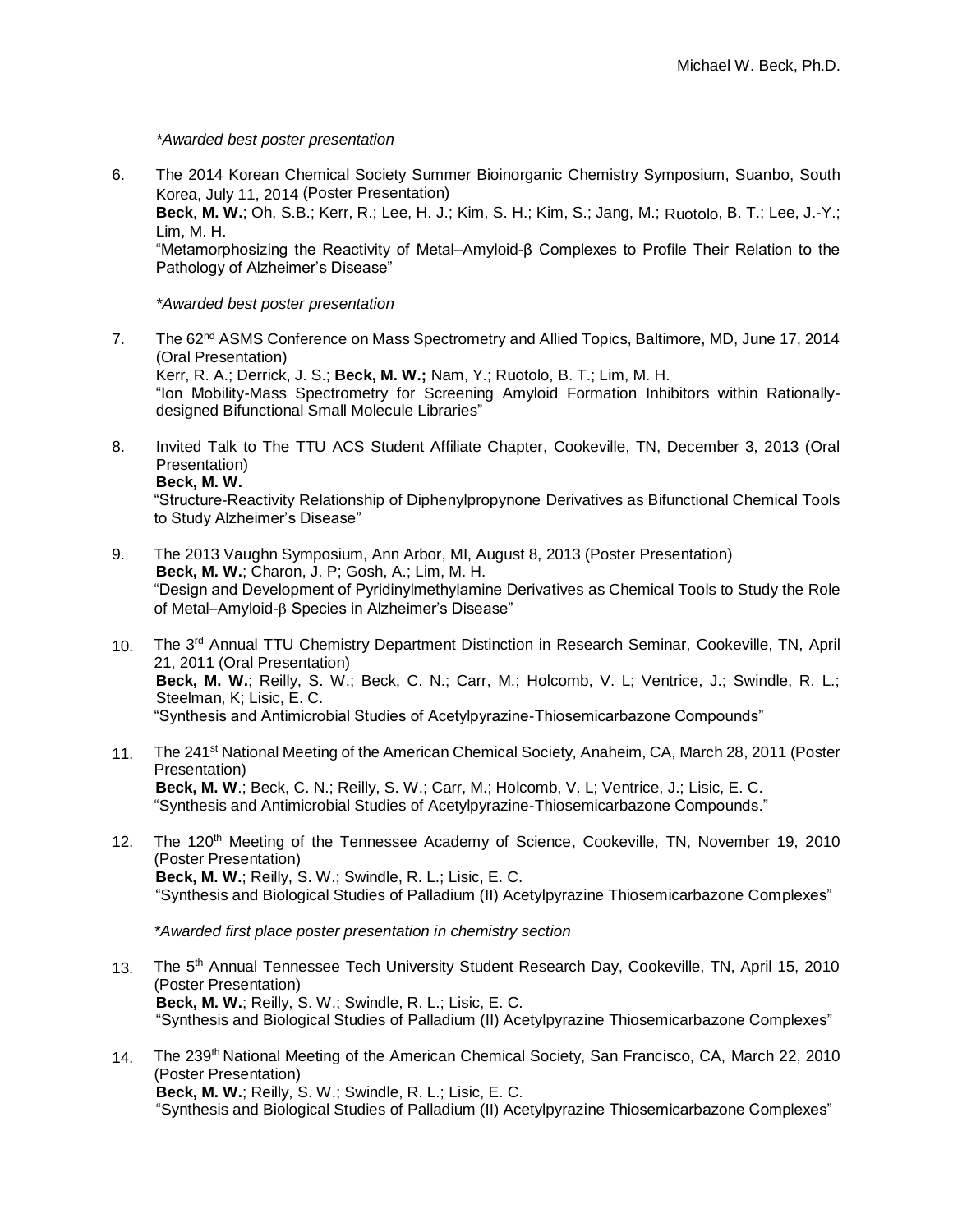*Awarded best poster presentation

6. The 2014 Korean Chemical Society Summer Bioinorganic Chemistry Symposium, Suanbo, South Korea, July 11, 2014 (Poster Presentation)
   **Beck, M. W.**; Oh, S.B.; Kerr, R.; Lee, H. J.; Kim, S. H.; Kim, S.; Jang, M.; Ruotolo, B. T.; Lee, J.-Y.; Lim, M. H.
   "Metamorphosizing the Reactivity of Metal–Amyloid-β Complexes to Profile Their Relation to the Pathology of Alzheimer's Disease"

   *Awarded best poster presentation

7. The 62nd ASMS Conference on Mass Spectrometry and Allied Topics, Baltimore, MD, June 17, 2014 (Oral Presentation)
   Kerr, R. A.; Derrick, J. S.; **Beck, M. W.;** Nam, Y.; Ruotolo, B. T.; Lim, M. H.
   "Ion Mobility-Mass Spectrometry for Screening Amyloid Formation Inhibitors within Rationally-designed Bifunctional Small Molecule Libraries"

8. Invited Talk to The TTU ACS Student Affiliate Chapter, Cookeville, TN, December 3, 2013 (Oral Presentation)
   **Beck, M. W.**
   "Structure-Reactivity Relationship of Diphenylpropynone Derivatives as Bifunctional Chemical Tools to Study Alzheimer's Disease"

9. The 2013 Vaughn Symposium, Ann Arbor, MI, August 8, 2013 (Poster Presentation)
   **Beck, M. W.**; Charon, J. P; Gosh, A.; Lim, M. H.
   "Design and Development of Pyridinylmethylamine Derivatives as Chemical Tools to Study the Role of Metal–Amyloid-β Species in Alzheimer's Disease"

10. The 3rd Annual TTU Chemistry Department Distinction in Research Seminar, Cookeville, TN, April 21, 2011 (Oral Presentation)
    **Beck, M. W.**; Reilly, S. W.; Beck, C. N.; Carr, M.; Holcomb, V. L; Ventrice, J.; Swindle, R. L.; Steelman, K; Lisic, E. C.
    "Synthesis and Antimicrobial Studies of Acetylpyrazine-Thiosemicarbazone Compounds"

11. The 241st National Meeting of the American Chemical Society, Anaheim, CA, March 28, 2011 (Poster Presentation)
    **Beck, M. W**.; Beck, C. N.; Reilly, S. W.; Carr, M.; Holcomb, V. L; Ventrice, J.; Lisic, E. C.
    "Synthesis and Antimicrobial Studies of Acetylpyrazine-Thiosemicarbazone Compounds."

12. The 120th Meeting of the Tennessee Academy of Science, Cookeville, TN, November 19, 2010 (Poster Presentation)
    **Beck, M. W.**; Reilly, S. W.; Swindle, R. L.; Lisic, E. C.
    "Synthesis and Biological Studies of Palladium (II) Acetylpyrazine Thiosemicarbazone Complexes"

    *Awarded first place poster presentation in chemistry section

13. The 5th Annual Tennessee Tech University Student Research Day, Cookeville, TN, April 15, 2010 (Poster Presentation)
    **Beck, M. W.**; Reilly, S. W.; Swindle, R. L.; Lisic, E. C.
    "Synthesis and Biological Studies of Palladium (II) Acetylpyrazine Thiosemicarbazone Complexes"

14. The 239th National Meeting of the American Chemical Society, San Francisco, CA, March 22, 2010 (Poster Presentation)
    **Beck, M. W.**; Reilly, S. W.; Swindle, R. L.; Lisic, E. C.
    "Synthesis and Biological Studies of Palladium (II) Acetylpyrazine Thiosemicarbazone Complexes"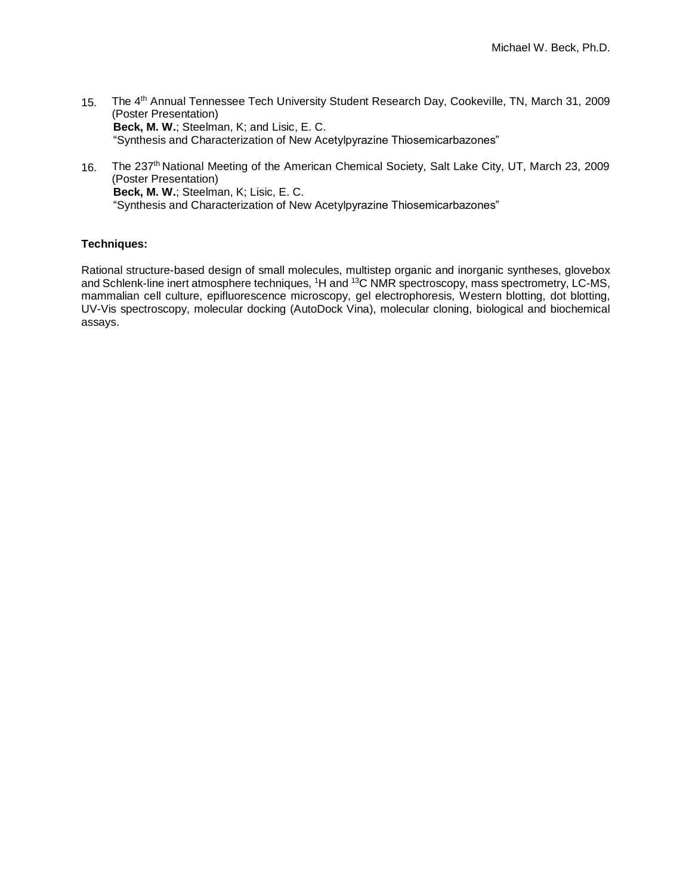15. The 4th Annual Tennessee Tech University Student Research Day, Cookeville, TN, March 31, 2009 (Poster Presentation)
    **Beck, M. W.**; Steelman, K; and Lisic, E. C.
    "Synthesis and Characterization of New Acetylpyrazine Thiosemicarbazones"

16. The 237th National Meeting of the American Chemical Society, Salt Lake City, UT, March 23, 2009 (Poster Presentation)
    **Beck, M. W.**; Steelman, K; Lisic, E. C.
    "Synthesis and Characterization of New Acetylpyrazine Thiosemicarbazones"

**Techniques:**

Rational structure-based design of small molecules, multistep organic and inorganic syntheses, glovebox and Schlenk-line inert atmosphere techniques, $^{1}H$ and $^{13}C$ NMR spectroscopy, mass spectrometry, LC-MS, mammalian cell culture, epifluorescence microscopy, gel electrophoresis, Western blotting, dot blotting, UV-Vis spectroscopy, molecular docking (AutoDock Vina), molecular cloning, biological and biochemical assays.